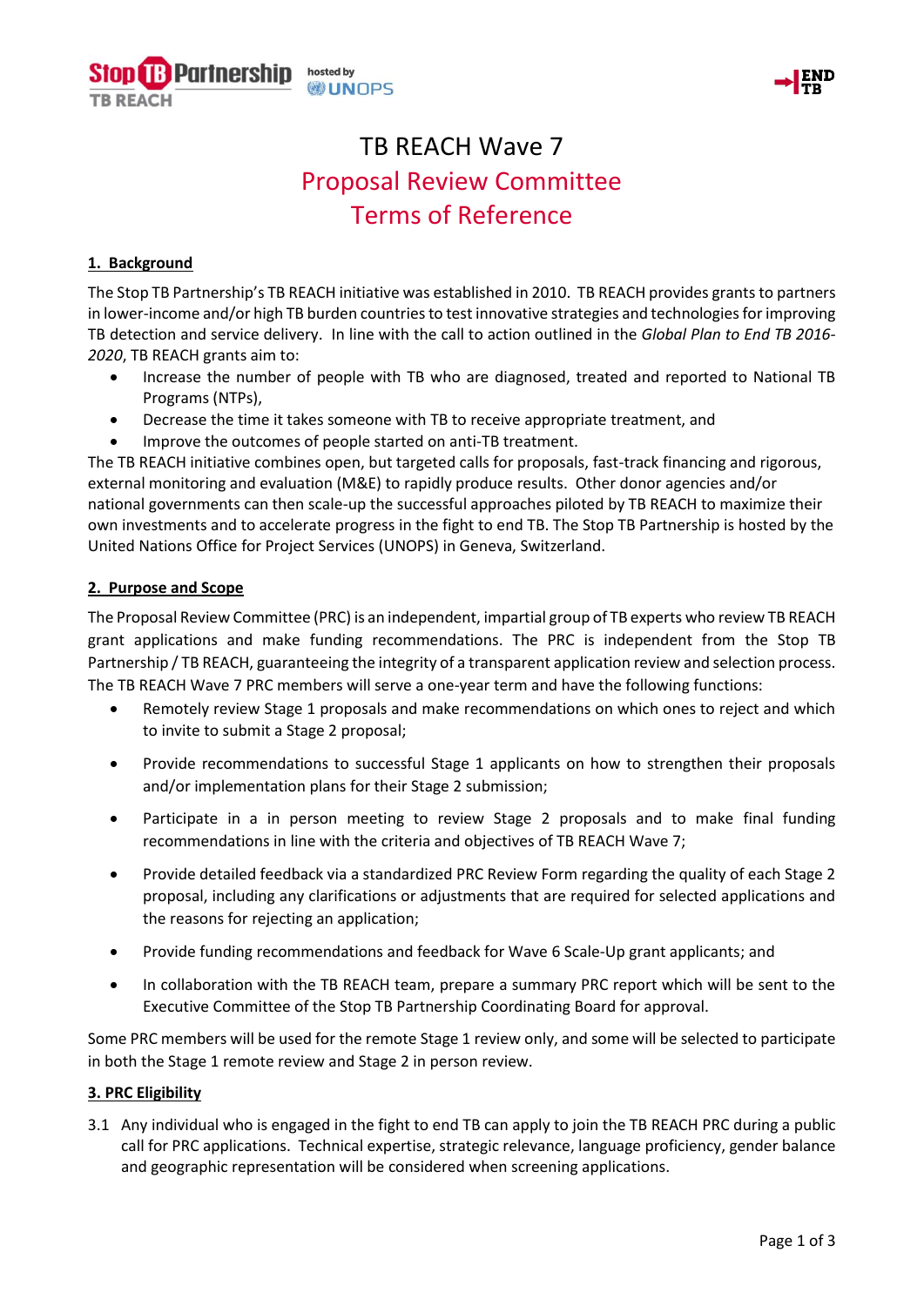# TB REACH Wave 7
# Proposal Review Committee
# Terms of Reference

## 1. Background

The Stop TB Partnership's TB REACH initiative was established in 2010. TB REACH provides grants to partners in lower-income and/or high TB burden countries to test innovative strategies and technologies for improving TB detection and service delivery. In line with the call to action outlined in the *Global Plan to End TB 2016-2020*, TB REACH grants aim to:

- Increase the number of people with TB who are diagnosed, treated and reported to National TB Programs (NTPs),
- Decrease the time it takes someone with TB to receive appropriate treatment, and
- Improve the outcomes of people started on anti-TB treatment.

The TB REACH initiative combines open, but targeted calls for proposals, fast-track financing and rigorous, external monitoring and evaluation (M&E) to rapidly produce results. Other donor agencies and/or national governments can then scale-up the successful approaches piloted by TB REACH to maximize their own investments and to accelerate progress in the fight to end TB. The Stop TB Partnership is hosted by the United Nations Office for Project Services (UNOPS) in Geneva, Switzerland.

## 2. Purpose and Scope

The Proposal Review Committee (PRC) is an independent, impartial group of TB experts who review TB REACH grant applications and make funding recommendations. The PRC is independent from the Stop TB Partnership / TB REACH, guaranteeing the integrity of a transparent application review and selection process. The TB REACH Wave 7 PRC members will serve a one-year term and have the following functions:

- Remotely review Stage 1 proposals and make recommendations on which ones to reject and which to invite to submit a Stage 2 proposal;
- Provide recommendations to successful Stage 1 applicants on how to strengthen their proposals and/or implementation plans for their Stage 2 submission;
- Participate in a in person meeting to review Stage 2 proposals and to make final funding recommendations in line with the criteria and objectives of TB REACH Wave 7;
- Provide detailed feedback via a standardized PRC Review Form regarding the quality of each Stage 2 proposal, including any clarifications or adjustments that are required for selected applications and the reasons for rejecting an application;
- Provide funding recommendations and feedback for Wave 6 Scale-Up grant applicants; and
- In collaboration with the TB REACH team, prepare a summary PRC report which will be sent to the Executive Committee of the Stop TB Partnership Coordinating Board for approval.

Some PRC members will be used for the remote Stage 1 review only, and some will be selected to participate in both the Stage 1 remote review and Stage 2 in person review.

## 3. PRC Eligibility

3.1 Any individual who is engaged in the fight to end TB can apply to join the TB REACH PRC during a public call for PRC applications. Technical expertise, strategic relevance, language proficiency, gender balance and geographic representation will be considered when screening applications.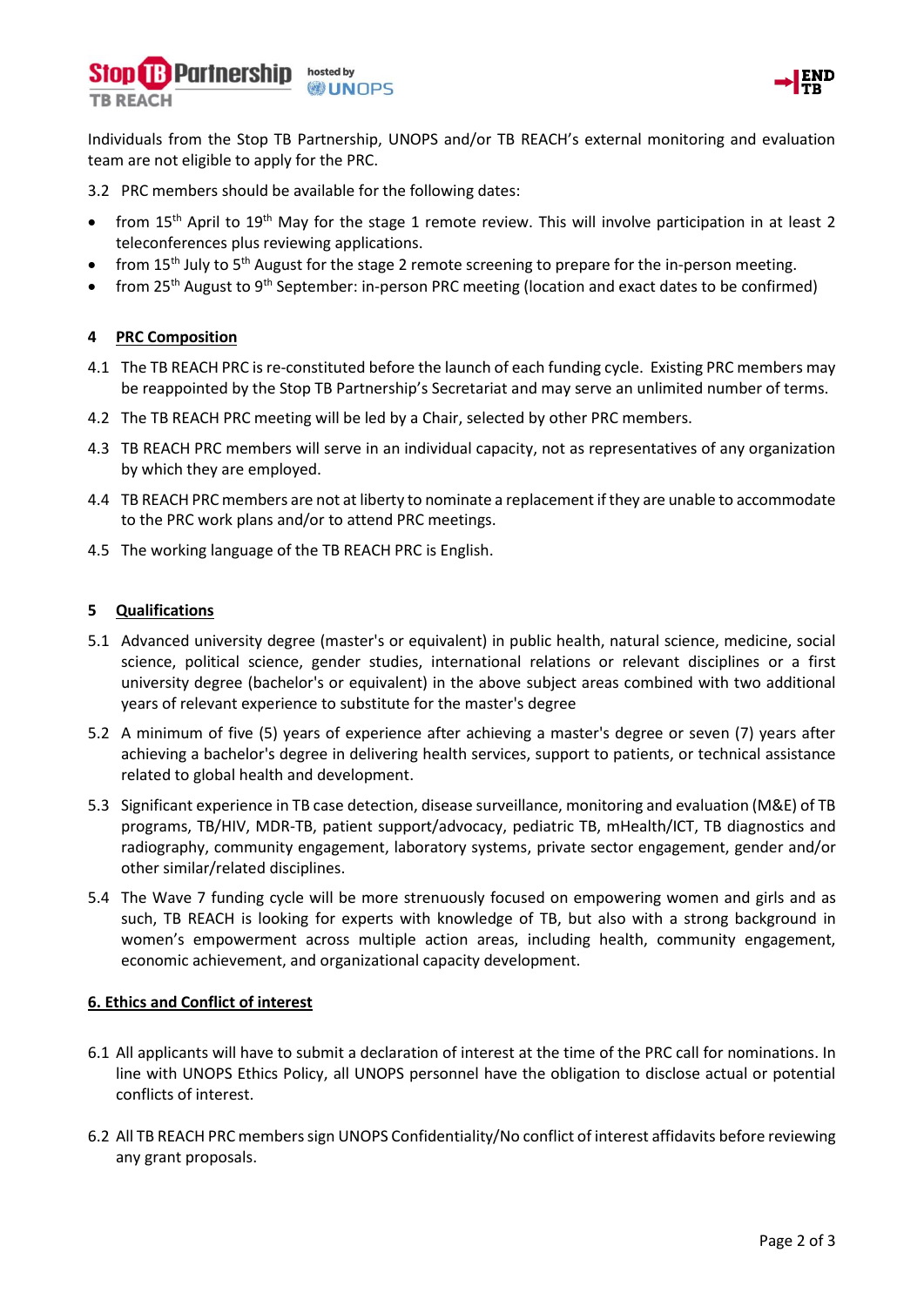Individuals from the Stop TB Partnership, UNOPS and/or TB REACH's external monitoring and evaluation team are not eligible to apply for the PRC.

3.2 PRC members should be available for the following dates:

- from 15th April to 19th May for the stage 1 remote review. This will involve participation in at least 2 teleconferences plus reviewing applications.
- from 15th July to 5th August for the stage 2 remote screening to prepare for the in-person meeting.
- from 25th August to 9th September: in-person PRC meeting (location and exact dates to be confirmed)

## 4 PRC Composition

4.1 The TB REACH PRC is re-constituted before the launch of each funding cycle. Existing PRC members may be reappointed by the Stop TB Partnership's Secretariat and may serve an unlimited number of terms.

4.2 The TB REACH PRC meeting will be led by a Chair, selected by other PRC members.

4.3 TB REACH PRC members will serve in an individual capacity, not as representatives of any organization by which they are employed.

4.4 TB REACH PRC members are not at liberty to nominate a replacement if they are unable to accommodate to the PRC work plans and/or to attend PRC meetings.

4.5 The working language of the TB REACH PRC is English.

## 5 Qualifications

5.1 Advanced university degree (master's or equivalent) in public health, natural science, medicine, social science, political science, gender studies, international relations or relevant disciplines or a first university degree (bachelor's or equivalent) in the above subject areas combined with two additional years of relevant experience to substitute for the master's degree

5.2 A minimum of five (5) years of experience after achieving a master's degree or seven (7) years after achieving a bachelor's degree in delivering health services, support to patients, or technical assistance related to global health and development.

5.3 Significant experience in TB case detection, disease surveillance, monitoring and evaluation (M&E) of TB programs, TB/HIV, MDR-TB, patient support/advocacy, pediatric TB, mHealth/ICT, TB diagnostics and radiography, community engagement, laboratory systems, private sector engagement, gender and/or other similar/related disciplines.

5.4 The Wave 7 funding cycle will be more strenuously focused on empowering women and girls and as such, TB REACH is looking for experts with knowledge of TB, but also with a strong background in women's empowerment across multiple action areas, including health, community engagement, economic achievement, and organizational capacity development.

## 6. Ethics and Conflict of interest

6.1 All applicants will have to submit a declaration of interest at the time of the PRC call for nominations. In line with UNOPS Ethics Policy, all UNOPS personnel have the obligation to disclose actual or potential conflicts of interest.

6.2 All TB REACH PRC members sign UNOPS Confidentiality/No conflict of interest affidavits before reviewing any grant proposals.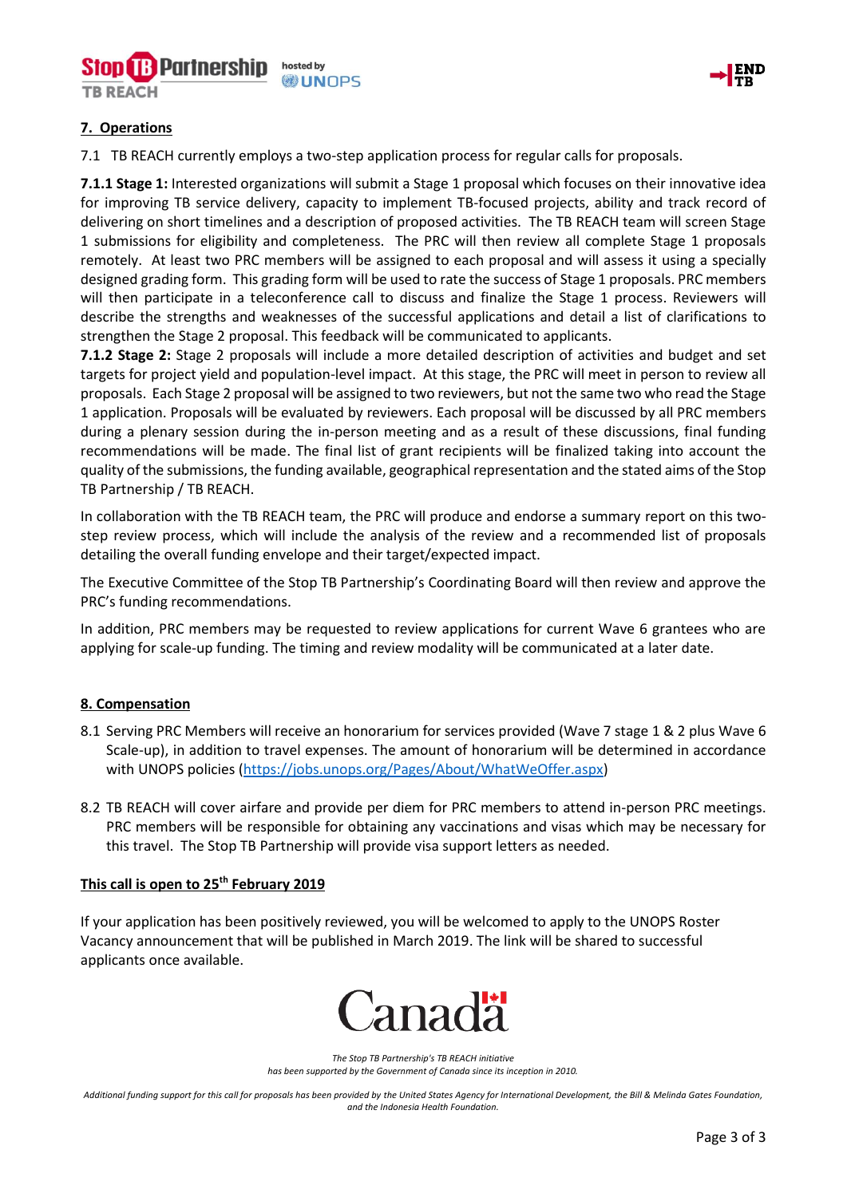## 7. Operations

7.1 TB REACH currently employs a two-step application process for regular calls for proposals.

**7.1.1 Stage 1:** Interested organizations will submit a Stage 1 proposal which focuses on their innovative idea for improving TB service delivery, capacity to implement TB-focused projects, ability and track record of delivering on short timelines and a description of proposed activities. The TB REACH team will screen Stage 1 submissions for eligibility and completeness. The PRC will then review all complete Stage 1 proposals remotely. At least two PRC members will be assigned to each proposal and will assess it using a specially designed grading form. This grading form will be used to rate the success of Stage 1 proposals. PRC members will then participate in a teleconference call to discuss and finalize the Stage 1 process. Reviewers will describe the strengths and weaknesses of the successful applications and detail a list of clarifications to strengthen the Stage 2 proposal. This feedback will be communicated to applicants.

**7.1.2 Stage 2:** Stage 2 proposals will include a more detailed description of activities and budget and set targets for project yield and population-level impact. At this stage, the PRC will meet in person to review all proposals. Each Stage 2 proposal will be assigned to two reviewers, but not the same two who read the Stage 1 application. Proposals will be evaluated by reviewers. Each proposal will be discussed by all PRC members during a plenary session during the in-person meeting and as a result of these discussions, final funding recommendations will be made. The final list of grant recipients will be finalized taking into account the quality of the submissions, the funding available, geographical representation and the stated aims of the Stop TB Partnership / TB REACH.

In collaboration with the TB REACH team, the PRC will produce and endorse a summary report on this two-step review process, which will include the analysis of the review and a recommended list of proposals detailing the overall funding envelope and their target/expected impact.

The Executive Committee of the Stop TB Partnership's Coordinating Board will then review and approve the PRC's funding recommendations.

In addition, PRC members may be requested to review applications for current Wave 6 grantees who are applying for scale-up funding. The timing and review modality will be communicated at a later date.

## 8. Compensation

8.1 Serving PRC Members will receive an honorarium for services provided (Wave 7 stage 1 & 2 plus Wave 6 Scale-up), in addition to travel expenses. The amount of honorarium will be determined in accordance with UNOPS policies (https://jobs.unops.org/Pages/About/WhatWeOffer.aspx)

8.2 TB REACH will cover airfare and provide per diem for PRC members to attend in-person PRC meetings. PRC members will be responsible for obtaining any vaccinations and visas which may be necessary for this travel. The Stop TB Partnership will provide visa support letters as needed.

**This call is open to 25th February 2019**

If your application has been positively reviewed, you will be welcomed to apply to the UNOPS Roster Vacancy announcement that will be published in March 2019. The link will be shared to successful applicants once available.

Canada

*The Stop TB Partnership's TB REACH initiative has been supported by the Government of Canada since its inception in 2010.*

*Additional funding support for this call for proposals has been provided by the United States Agency for International Development, the Bill & Melinda Gates Foundation, and the Indonesia Health Foundation.*